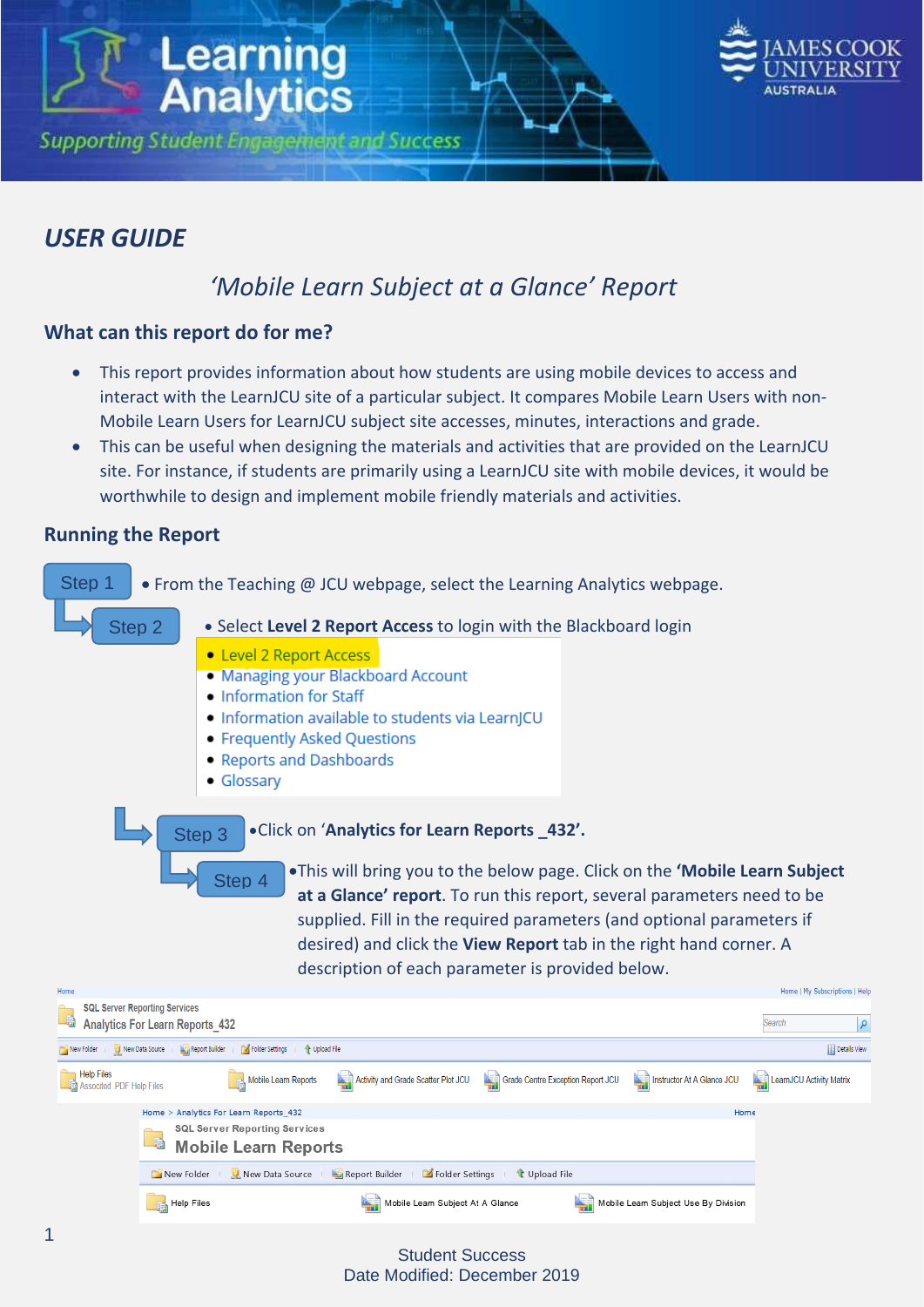# USER GUIDE

## 'Mobile Learn Subject at a Glance' Report

### What can this report do for me?

- This report provides information about how students are using mobile devices to access and interact with the LearnJCU site of a particular subject. It compares Mobile Learn Users with non-Mobile Learn Users for LearnJCU subject site accesses, minutes, interactions and grade.
- This can be useful when designing the materials and activities that are provided on the LearnJCU site. For instance, if students are primarily using a LearnJCU site with mobile devices, it would be worthwhile to design and implement mobile friendly materials and activities.

### Running the Report

**Step 1**

- From the Teaching @ JCU webpage, select the Learning Analytics webpage.

**Step 2**

- Select **Level 2 Report Access** to login with the Blackboard login
  - Level 2 Report Access
  - Managing your Blackboard Account
  - Information for Staff
  - Information available to students via LearnJCU
  - Frequently Asked Questions
  - Reports and Dashboards
  - Glossary

**Step 3**

- Click on '**Analytics for Learn Reports _432'.**

**Step 4**

- This will bring you to the below page. Click on the **'Mobile Learn Subject at a Glance' report**. To run this report, several parameters need to be supplied. Fill in the required parameters (and optional parameters if desired) and click the **View Report** tab in the right hand corner. A description of each parameter is provided below.

Home | My Subscriptions | Help

SQL Server Reporting Services
Analytics For Learn Reports_432

New Folder | New Data Source | Report Builder | Folder Settings | Upload File | Details View

Help Files (Associated .PDF Help Files) | Mobile Learn Reports | Activity and Grade Scatter Plot JCU | Grade Centre Exception Report JCU | Instructor At A Glance JCU | LearnJCU Activity Matrix

Home > Analytics For Learn Reports_432

SQL Server Reporting Services
Mobile Learn Reports

New Folder | New Data Source | Report Builder | Folder Settings | Upload File

Help Files | Mobile Learn Subject At A Glance | Mobile Learn Subject Use By Division

Student Success
Date Modified: December 2019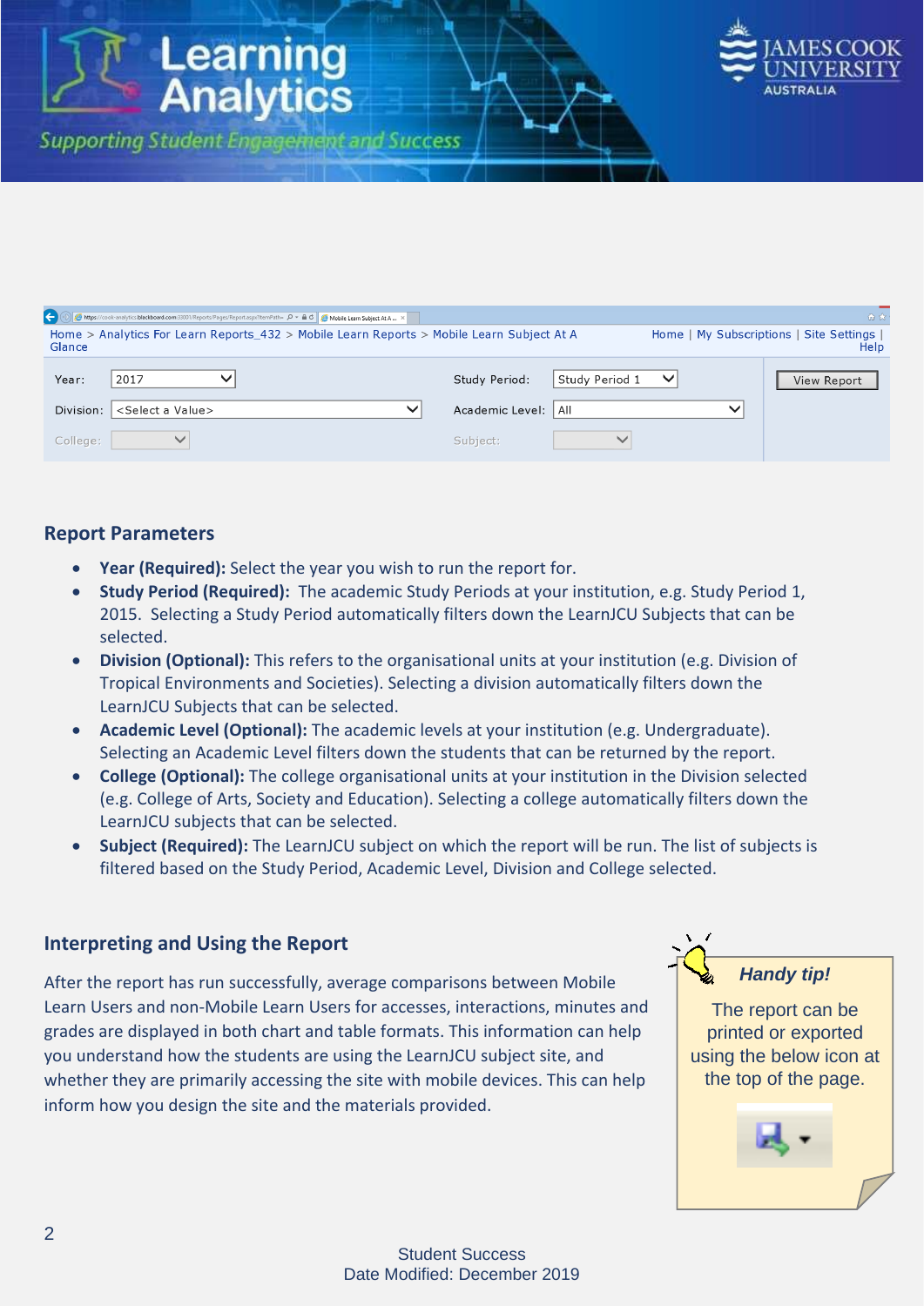## Report Parameters

- **Year (Required):** Select the year you wish to run the report for.
- **Study Period (Required):** The academic Study Periods at your institution, e.g. Study Period 1, 2015. Selecting a Study Period automatically filters down the LearnJCU Subjects that can be selected.
- **Division (Optional):** This refers to the organisational units at your institution (e.g. Division of Tropical Environments and Societies). Selecting a division automatically filters down the LearnJCU Subjects that can be selected.
- **Academic Level (Optional):** The academic levels at your institution (e.g. Undergraduate). Selecting an Academic Level filters down the students that can be returned by the report.
- **College (Optional):** The college organisational units at your institution in the Division selected (e.g. College of Arts, Society and Education). Selecting a college automatically filters down the LearnJCU subjects that can be selected.
- **Subject (Required):** The LearnJCU subject on which the report will be run. The list of subjects is filtered based on the Study Period, Academic Level, Division and College selected.

## Interpreting and Using the Report

After the report has run successfully, average comparisons between Mobile Learn Users and non-Mobile Learn Users for accesses, interactions, minutes and grades are displayed in both chart and table formats. This information can help you understand how the students are using the LearnJCU subject site, and whether they are primarily accessing the site with mobile devices. This can help inform how you design the site and the materials provided.

***Handy tip!***

The report can be printed or exported using the below icon at the top of the page.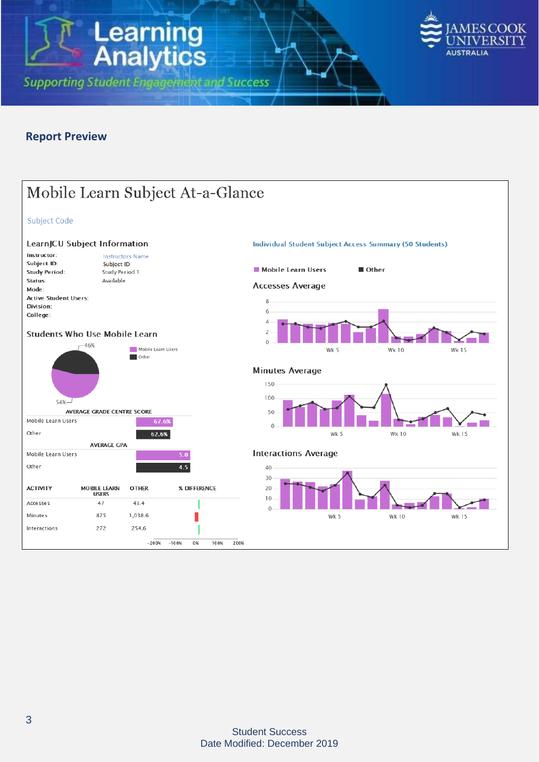Learning Analytics

Supporting Student Engagement and Success

JAMES COOK UNIVERSITY AUSTRALIA

## Report Preview

# Mobile Learn Subject At-a-Glance

Subject Code

### LearnJCU Subject Information

| | |
|---|---|
| **Instructor:** | Instructors Name |
| **Subject ID:** | Subject ID |
| **Study Period:** | Study Period 1 |
| **Status:** | Available |
| **Mode:** | |
| **Active Student Users:** | |
| **Division:** | |
| **College:** | |

### Students Who Use Mobile Learn

46%

54%

Mobile Learn Users

Other

**AVERAGE GRADE CENTRE SCORE**

Mobile Learn Users 67.6%

Other 62.6%

**AVERAGE GPA**

Mobile Learn Users 5.0

Other 4.5

| ACTIVITY | MOBILE LEARN USERS | OTHER | % DIFFERENCE |
|---|---|---|---|
| Accesses | 47 | 43.4 | |
| Minutes | 875 | 1,038.6 | |
| Interactions | 272 | 254.6 | |

-200% -100% 0% 100% 200%

### Individual Student Subject Access Summary (50 Students)

Mobile Learn Users   Other

**Accesses Average**

8
6
4
2
0

Wk 5   Wk 10   Wk 15

**Minutes Average**

150
100
50
0

Wk 5   Wk 10   Wk 15

**Interactions Average**

40
30
20
10
0

Wk 5   Wk 10   Wk 15

Student Success

Date Modified: December 2019